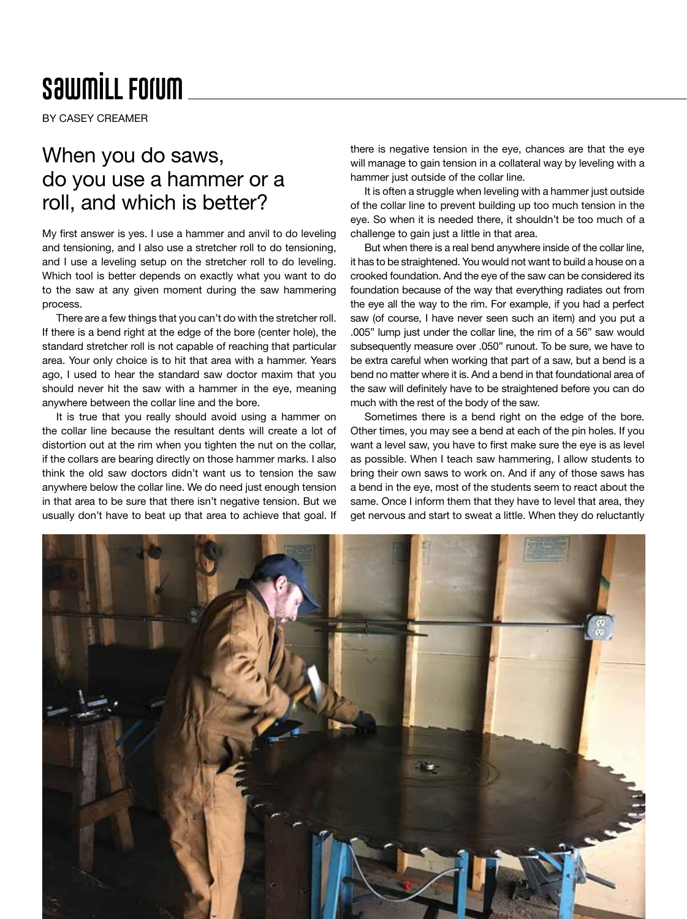# Sawmill Forum

BY CASEY CREAMER

## When you do saws, do you use a hammer or a roll, and which is better?

My first answer is yes. I use a hammer and anvil to do leveling and tensioning, and I also use a stretcher roll to do tensioning, and I use a leveling setup on the stretcher roll to do leveling. Which tool is better depends on exactly what you want to do to the saw at any given moment during the saw hammering process.

There are a few things that you can't do with the stretcher roll. If there is a bend right at the edge of the bore (center hole), the standard stretcher roll is not capable of reaching that particular area. Your only choice is to hit that area with a hammer. Years ago, I used to hear the standard saw doctor maxim that you should never hit the saw with a hammer in the eye, meaning anywhere between the collar line and the bore.

It is true that you really should avoid using a hammer on the collar line because the resultant dents will create a lot of distortion out at the rim when you tighten the nut on the collar, if the collars are bearing directly on those hammer marks. I also think the old saw doctors didn't want us to tension the saw anywhere below the collar line. We do need just enough tension in that area to be sure that there isn't negative tension. But we usually don't have to beat up that area to achieve that goal. If there is negative tension in the eye, chances are that the eye will manage to gain tension in a collateral way by leveling with a hammer just outside of the collar line.

It is often a struggle when leveling with a hammer just outside of the collar line to prevent building up too much tension in the eye. So when it is needed there, it shouldn't be too much of a challenge to gain just a little in that area.

But when there is a real bend anywhere inside of the collar line, it has to be straightened. You would not want to build a house on a crooked foundation. And the eye of the saw can be considered its foundation because of the way that everything radiates out from the eye all the way to the rim. For example, if you had a perfect saw (of course, I have never seen such an item) and you put a .005" lump just under the collar line, the rim of a 56" saw would subsequently measure over .050" runout. To be sure, we have to be extra careful when working that part of a saw, but a bend is a bend no matter where it is. And a bend in that foundational area of the saw will definitely have to be straightened before you can do much with the rest of the body of the saw.

Sometimes there is a bend right on the edge of the bore. Other times, you may see a bend at each of the pin holes. If you want a level saw, you have to first make sure the eye is as level as possible. When I teach saw hammering, I allow students to bring their own saws to work on. And if any of those saws has a bend in the eye, most of the students seem to react about the same. Once I inform them that they have to level that area, they get nervous and start to sweat a little. When they do reluctantly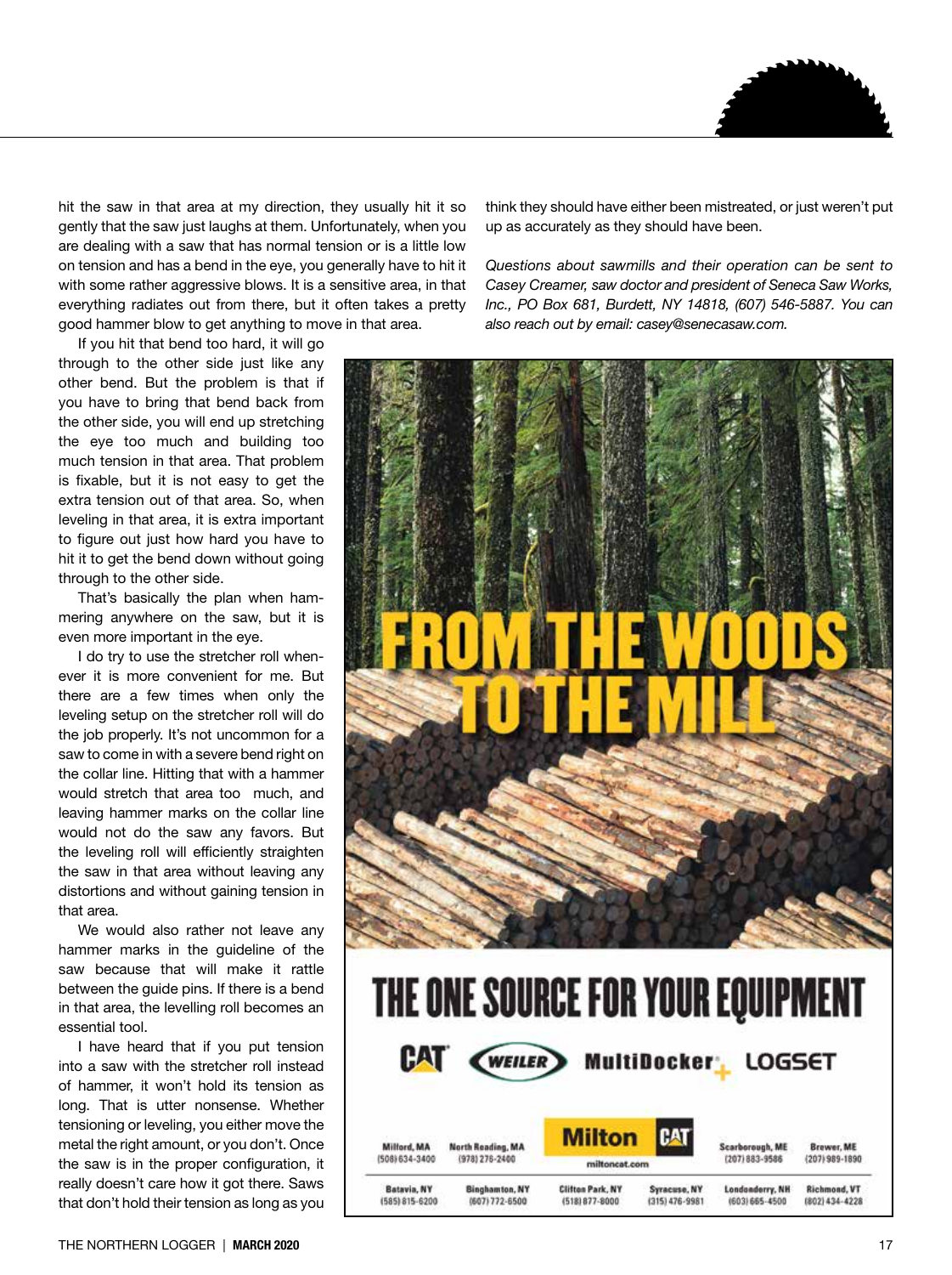hit the saw in that area at my direction, they usually hit it so gently that the saw just laughs at them. Unfortunately, when you are dealing with a saw that has normal tension or is a little low on tension and has a bend in the eye, you generally have to hit it with some rather aggressive blows. It is a sensitive area, in that everything radiates out from there, but it often takes a pretty good hammer blow to get anything to move in that area.

If you hit that bend too hard, it will go through to the other side just like any other bend. But the problem is that if you have to bring that bend back from the other side, you will end up stretching the eye too much and building too much tension in that area. That problem is fixable, but it is not easy to get the extra tension out of that area. So, when leveling in that area, it is extra important to figure out just how hard you have to hit it to get the bend down without going through to the other side.

That's basically the plan when hammering anywhere on the saw, but it is even more important in the eye.

I do try to use the stretcher roll whenever it is more convenient for me. But there are a few times when only the leveling setup on the stretcher roll will do the job properly. It's not uncommon for a saw to come in with a severe bend right on the collar line. Hitting that with a hammer would stretch that area too much, and leaving hammer marks on the collar line would not do the saw any favors. But the leveling roll will efficiently straighten the saw in that area without leaving any distortions and without gaining tension in that area.

We would also rather not leave any hammer marks in the guideline of the saw because that will make it rattle between the guide pins. If there is a bend in that area, the levelling roll becomes an essential tool.

I have heard that if you put tension into a saw with the stretcher roll instead of hammer, it won't hold its tension as long. That is utter nonsense. Whether tensioning or leveling, you either move the metal the right amount, or you don't. Once the saw is in the proper configuration, it really doesn't care how it got there. Saws that don't hold their tension as long as you think they should have either been mistreated, or just weren't put up as accurately as they should have been.

*Questions about sawmills and their operation can be sent to Casey Creamer, saw doctor and president of Seneca Saw Works, Inc., PO Box 681, Burdett, NY 14818, (607) 546-5887. You can also reach out by email: casey@senecasaw.com.*

FROM THE WOODS TO THE MILL

THE ONE SOURCE FOR YOUR EQUIPMENT

CAT WEILER MultiDocker LOGSET

Milton CAT
miltoncat.com

Milford, MA (508) 634-3400
North Reading, MA (978) 276-2400
Scarborough, ME (207) 883-9586
Brewer, ME (207) 989-1890
Batavia, NY (585) 815-6200
Binghamton, NY (607) 772-6500
Clifton Park, NY (518) 877-8000
Syracuse, NY (315) 476-9981
Londonderry, NH (603) 665-4500
Richmond, VT (802) 434-4228